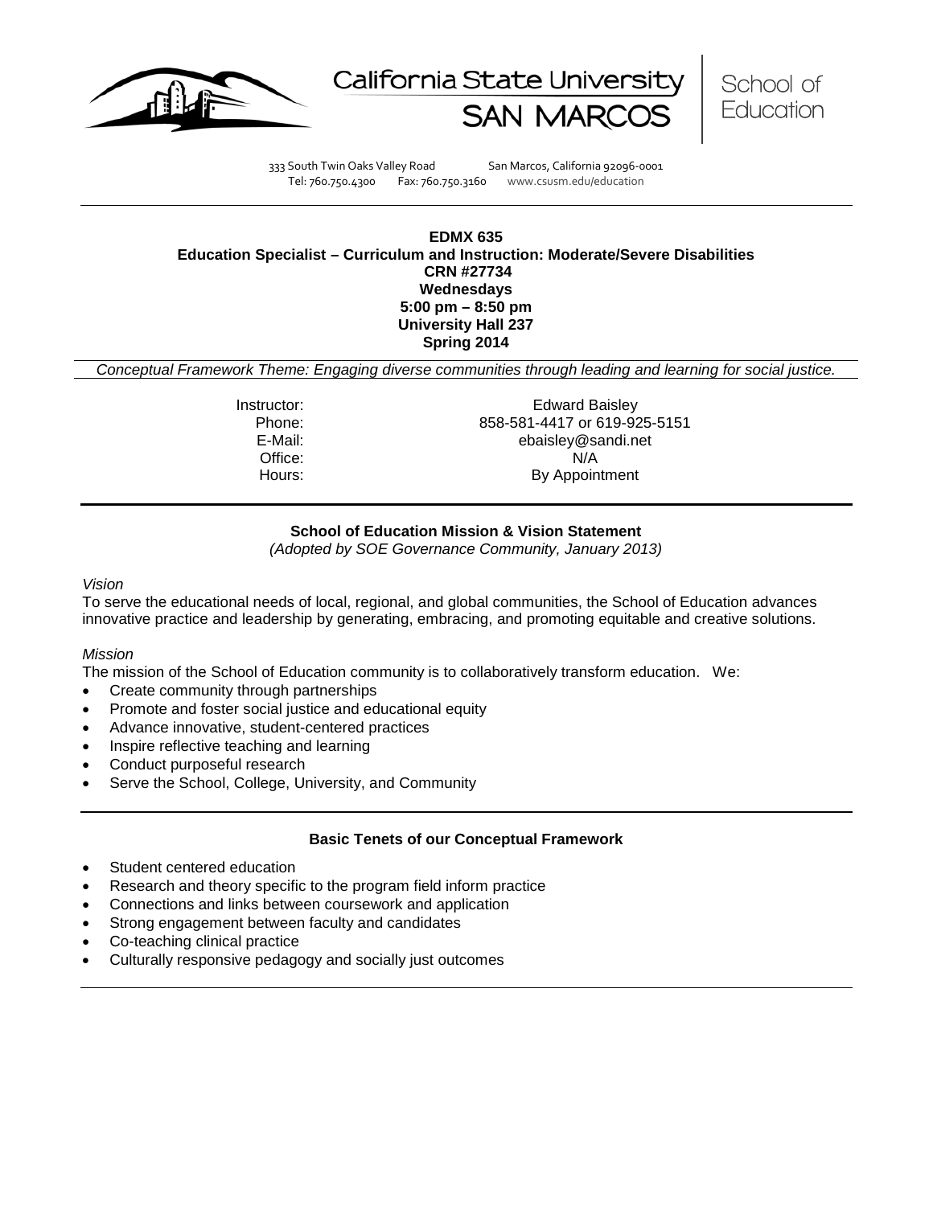California State University SAN MARCOS | School of Education

333 South Twin Oaks Valley Road San Marcos, California 92096-0001
Tel: 760.750.4300 Fax: 760.750.3160 www.csusm.edu/education

**EDMX 635**
**Education Specialist – Curriculum and Instruction: Moderate/Severe Disabilities**
**CRN #27734**
**Wednesdays**
**5:00 pm – 8:50 pm**
**University Hall 237**
**Spring 2014**

*Conceptual Framework Theme: Engaging diverse communities through leading and learning for social justice.*

| | |
|---|---|
| Instructor: | Edward Baisley |
| Phone: | 858-581-4417 or 619-925-5151 |
| E-Mail: | ebaisley@sandi.net |
| Office: | N/A |
| Hours: | By Appointment |

**School of Education Mission & Vision Statement**
*(Adopted by SOE Governance Community, January 2013)*

*Vision*
To serve the educational needs of local, regional, and global communities, the School of Education advances innovative practice and leadership by generating, embracing, and promoting equitable and creative solutions.

*Mission*
The mission of the School of Education community is to collaboratively transform education. We:

- Create community through partnerships
- Promote and foster social justice and educational equity
- Advance innovative, student-centered practices
- Inspire reflective teaching and learning
- Conduct purposeful research
- Serve the School, College, University, and Community

**Basic Tenets of our Conceptual Framework**

- Student centered education
- Research and theory specific to the program field inform practice
- Connections and links between coursework and application
- Strong engagement between faculty and candidates
- Co-teaching clinical practice
- Culturally responsive pedagogy and socially just outcomes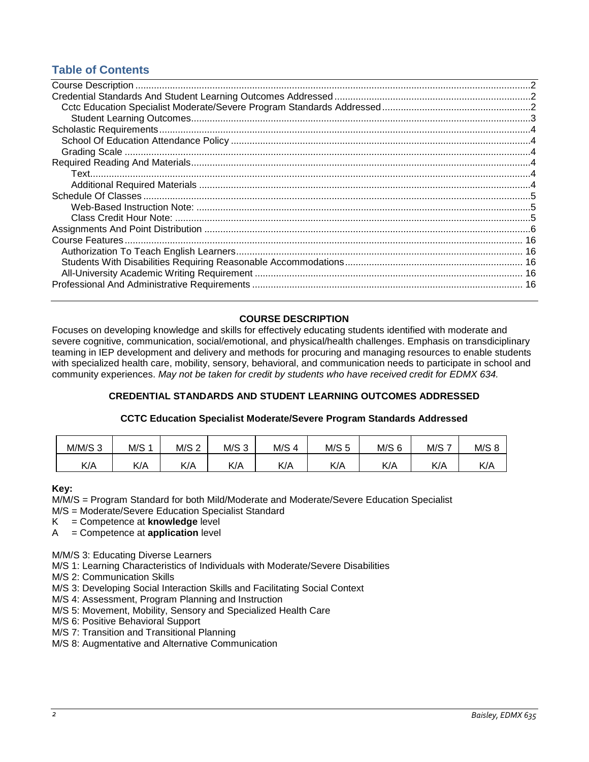## Table of Contents

- Course Description ..... 2
- Credential Standards And Student Learning Outcomes Addressed ..... 2
  - Cctc Education Specialist Moderate/Severe Program Standards Addressed ..... 2
    - Student Learning Outcomes ..... 3
- Scholastic Requirements ..... 4
  - School Of Education Attendance Policy ..... 4
  - Grading Scale ..... 4
- Required Reading And Materials ..... 4
  - Text ..... 4
  - Additional Required Materials ..... 4
- Schedule Of Classes ..... 5
  - Web-Based Instruction Note: ..... 5
  - Class Credit Hour Note: ..... 5
- Assignments And Point Distribution ..... 6
- Course Features ..... 16
  - Authorization To Teach English Learners ..... 16
  - Students With Disabilities Requiring Reasonable Accommodations ..... 16
  - All-University Academic Writing Requirement ..... 16
- Professional And Administrative Requirements ..... 16

## COURSE DESCRIPTION

Focuses on developing knowledge and skills for effectively educating students identified with moderate and severe cognitive, communication, social/emotional, and physical/health challenges. Emphasis on transdiciplinary teaming in IEP development and delivery and methods for procuring and managing resources to enable students with specialized health care, mobility, sensory, behavioral, and communication needs to participate in school and community experiences. *May not be taken for credit by students who have received credit for EDMX 634.*

## CREDENTIAL STANDARDS AND STUDENT LEARNING OUTCOMES ADDRESSED

### CCTC Education Specialist Moderate/Severe Program Standards Addressed

| M/M/S 3 | M/S 1 | M/S 2 | M/S 3 | M/S 4 | M/S 5 | M/S 6 | M/S 7 | M/S 8 |
|---|---|---|---|---|---|---|---|---|
| K/A | K/A | K/A | K/A | K/A | K/A | K/A | K/A | K/A |

**Key:**
M/M/S = Program Standard for both Mild/Moderate and Moderate/Severe Education Specialist
M/S = Moderate/Severe Education Specialist Standard
K = Competence at **knowledge** level
A = Competence at **application** level

M/M/S 3: Educating Diverse Learners
M/S 1: Learning Characteristics of Individuals with Moderate/Severe Disabilities
M/S 2: Communication Skills
M/S 3: Developing Social Interaction Skills and Facilitating Social Context
M/S 4: Assessment, Program Planning and Instruction
M/S 5: Movement, Mobility, Sensory and Specialized Health Care
M/S 6: Positive Behavioral Support
M/S 7: Transition and Transitional Planning
M/S 8: Augmentative and Alternative Communication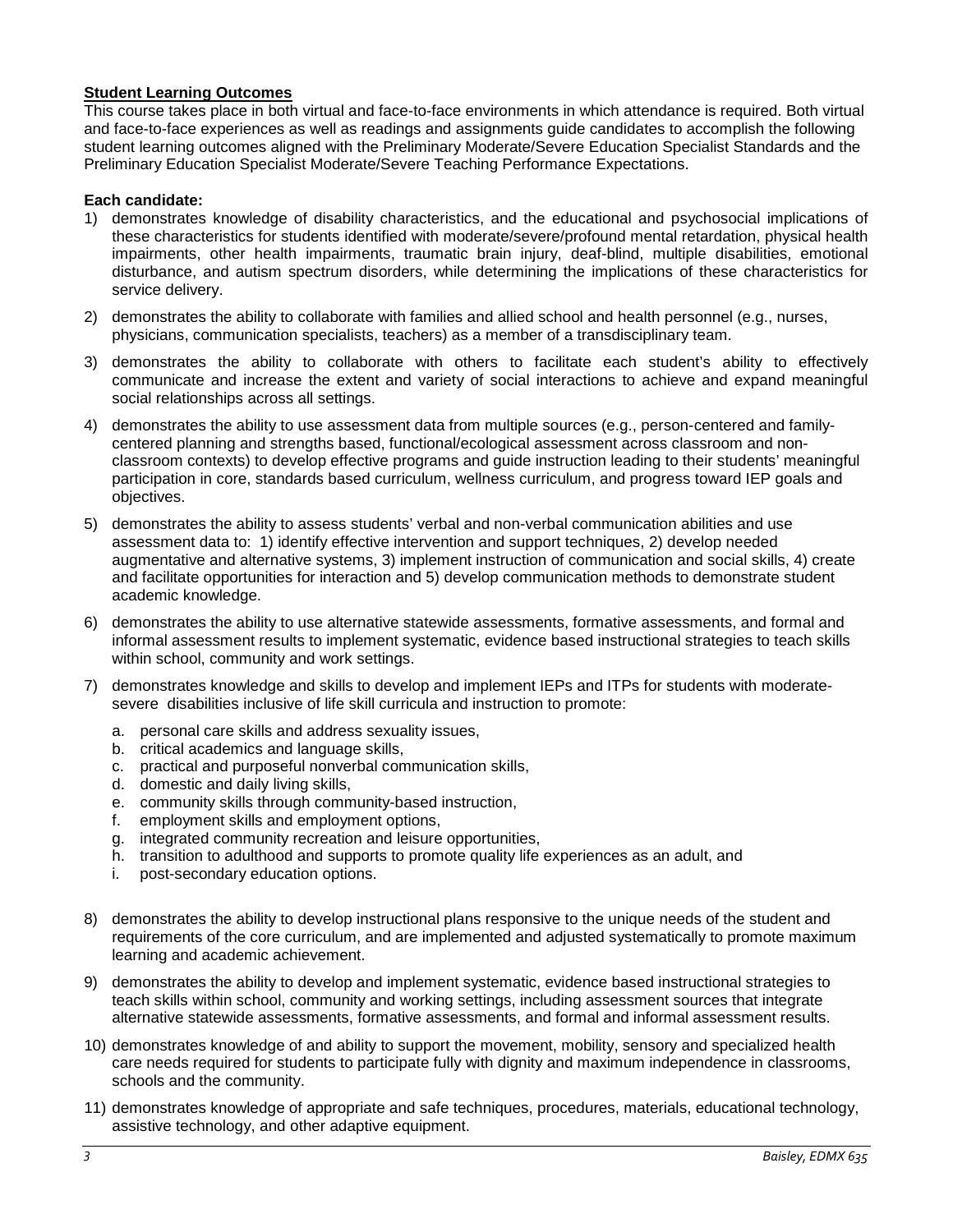**<u>Student Learning Outcomes</u>**

This course takes place in both virtual and face-to-face environments in which attendance is required. Both virtual and face-to-face experiences as well as readings and assignments guide candidates to accomplish the following student learning outcomes aligned with the Preliminary Moderate/Severe Education Specialist Standards and the Preliminary Education Specialist Moderate/Severe Teaching Performance Expectations.

**Each candidate:**

1) demonstrates knowledge of disability characteristics, and the educational and psychosocial implications of these characteristics for students identified with moderate/severe/profound mental retardation, physical health impairments, other health impairments, traumatic brain injury, deaf-blind, multiple disabilities, emotional disturbance, and autism spectrum disorders, while determining the implications of these characteristics for service delivery.
2) demonstrates the ability to collaborate with families and allied school and health personnel (e.g., nurses, physicians, communication specialists, teachers) as a member of a transdisciplinary team.
3) demonstrates the ability to collaborate with others to facilitate each student's ability to effectively communicate and increase the extent and variety of social interactions to achieve and expand meaningful social relationships across all settings.
4) demonstrates the ability to use assessment data from multiple sources (e.g., person-centered and family-centered planning and strengths based, functional/ecological assessment across classroom and non-classroom contexts) to develop effective programs and guide instruction leading to their students' meaningful participation in core, standards based curriculum, wellness curriculum, and progress toward IEP goals and objectives.
5) demonstrates the ability to assess students' verbal and non-verbal communication abilities and use assessment data to: 1) identify effective intervention and support techniques, 2) develop needed augmentative and alternative systems, 3) implement instruction of communication and social skills, 4) create and facilitate opportunities for interaction and 5) develop communication methods to demonstrate student academic knowledge.
6) demonstrates the ability to use alternative statewide assessments, formative assessments, and formal and informal assessment results to implement systematic, evidence based instructional strategies to teach skills within school, community and work settings.
7) demonstrates knowledge and skills to develop and implement IEPs and ITPs for students with moderate-severe disabilities inclusive of life skill curricula and instruction to promote:
   a. personal care skills and address sexuality issues,
   b. critical academics and language skills,
   c. practical and purposeful nonverbal communication skills,
   d. domestic and daily living skills,
   e. community skills through community-based instruction,
   f. employment skills and employment options,
   g. integrated community recreation and leisure opportunities,
   h. transition to adulthood and supports to promote quality life experiences as an adult, and
   i. post-secondary education options.
8) demonstrates the ability to develop instructional plans responsive to the unique needs of the student and requirements of the core curriculum, and are implemented and adjusted systematically to promote maximum learning and academic achievement.
9) demonstrates the ability to develop and implement systematic, evidence based instructional strategies to teach skills within school, community and working settings, including assessment sources that integrate alternative statewide assessments, formative assessments, and formal and informal assessment results.
10) demonstrates knowledge of and ability to support the movement, mobility, sensory and specialized health care needs required for students to participate fully with dignity and maximum independence in classrooms, schools and the community.
11) demonstrates knowledge of appropriate and safe techniques, procedures, materials, educational technology, assistive technology, and other adaptive equipment.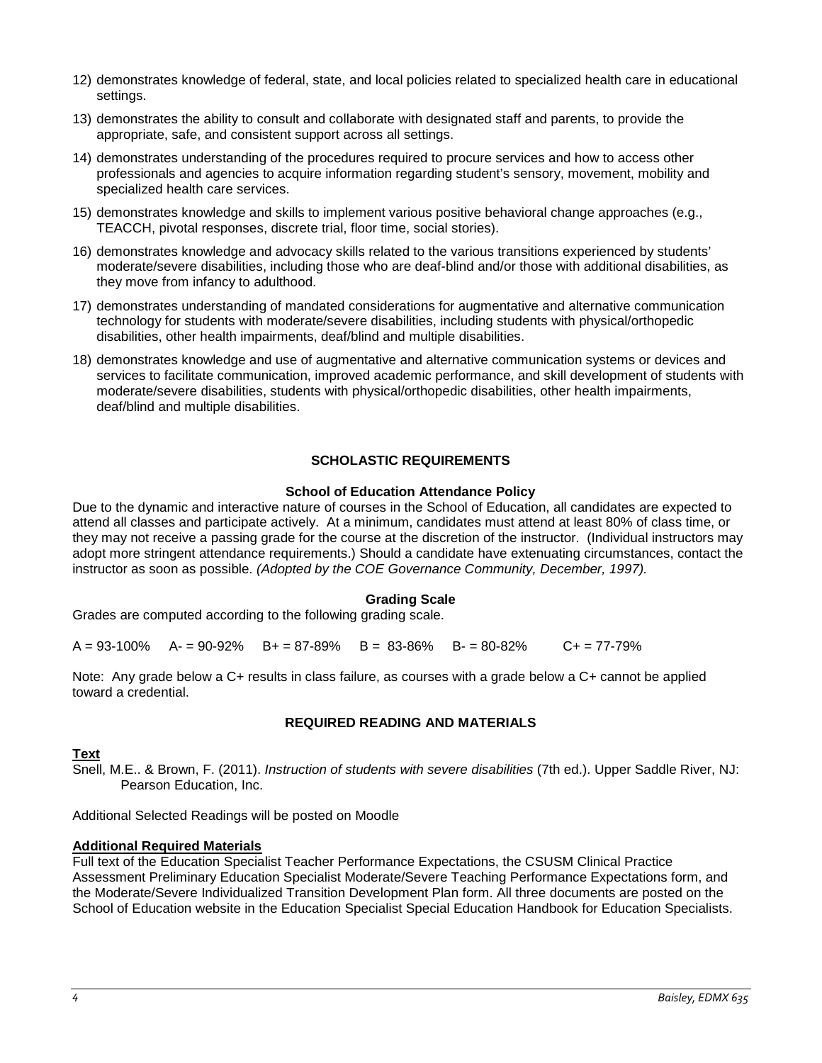12) demonstrates knowledge of federal, state, and local policies related to specialized health care in educational settings.
13) demonstrates the ability to consult and collaborate with designated staff and parents, to provide the appropriate, safe, and consistent support across all settings.
14) demonstrates understanding of the procedures required to procure services and how to access other professionals and agencies to acquire information regarding student's sensory, movement, mobility and specialized health care services.
15) demonstrates knowledge and skills to implement various positive behavioral change approaches (e.g., TEACCH, pivotal responses, discrete trial, floor time, social stories).
16) demonstrates knowledge and advocacy skills related to the various transitions experienced by students' moderate/severe disabilities, including those who are deaf-blind and/or those with additional disabilities, as they move from infancy to adulthood.
17) demonstrates understanding of mandated considerations for augmentative and alternative communication technology for students with moderate/severe disabilities, including students with physical/orthopedic disabilities, other health impairments, deaf/blind and multiple disabilities.
18) demonstrates knowledge and use of augmentative and alternative communication systems or devices and services to facilitate communication, improved academic performance, and skill development of students with moderate/severe disabilities, students with physical/orthopedic disabilities, other health impairments, deaf/blind and multiple disabilities.

## SCHOLASTIC REQUIREMENTS

### School of Education Attendance Policy

Due to the dynamic and interactive nature of courses in the School of Education, all candidates are expected to attend all classes and participate actively. At a minimum, candidates must attend at least 80% of class time, or they may not receive a passing grade for the course at the discretion of the instructor. (Individual instructors may adopt more stringent attendance requirements.) Should a candidate have extenuating circumstances, contact the instructor as soon as possible. *(Adopted by the COE Governance Community, December, 1997).*

### Grading Scale

Grades are computed according to the following grading scale.

A = 93-100% A- = 90-92% B+ = 87-89% B = 83-86% B- = 80-82% C+ = 77-79%

Note: Any grade below a C+ results in class failure, as courses with a grade below a C+ cannot be applied toward a credential.

## REQUIRED READING AND MATERIALS

**Text**

Snell, M.E.. & Brown, F. (2011). *Instruction of students with severe disabilities* (7th ed.). Upper Saddle River, NJ: Pearson Education, Inc.

Additional Selected Readings will be posted on Moodle

**Additional Required Materials**

Full text of the Education Specialist Teacher Performance Expectations, the CSUSM Clinical Practice Assessment Preliminary Education Specialist Moderate/Severe Teaching Performance Expectations form, and the Moderate/Severe Individualized Transition Development Plan form. All three documents are posted on the School of Education website in the Education Specialist Special Education Handbook for Education Specialists.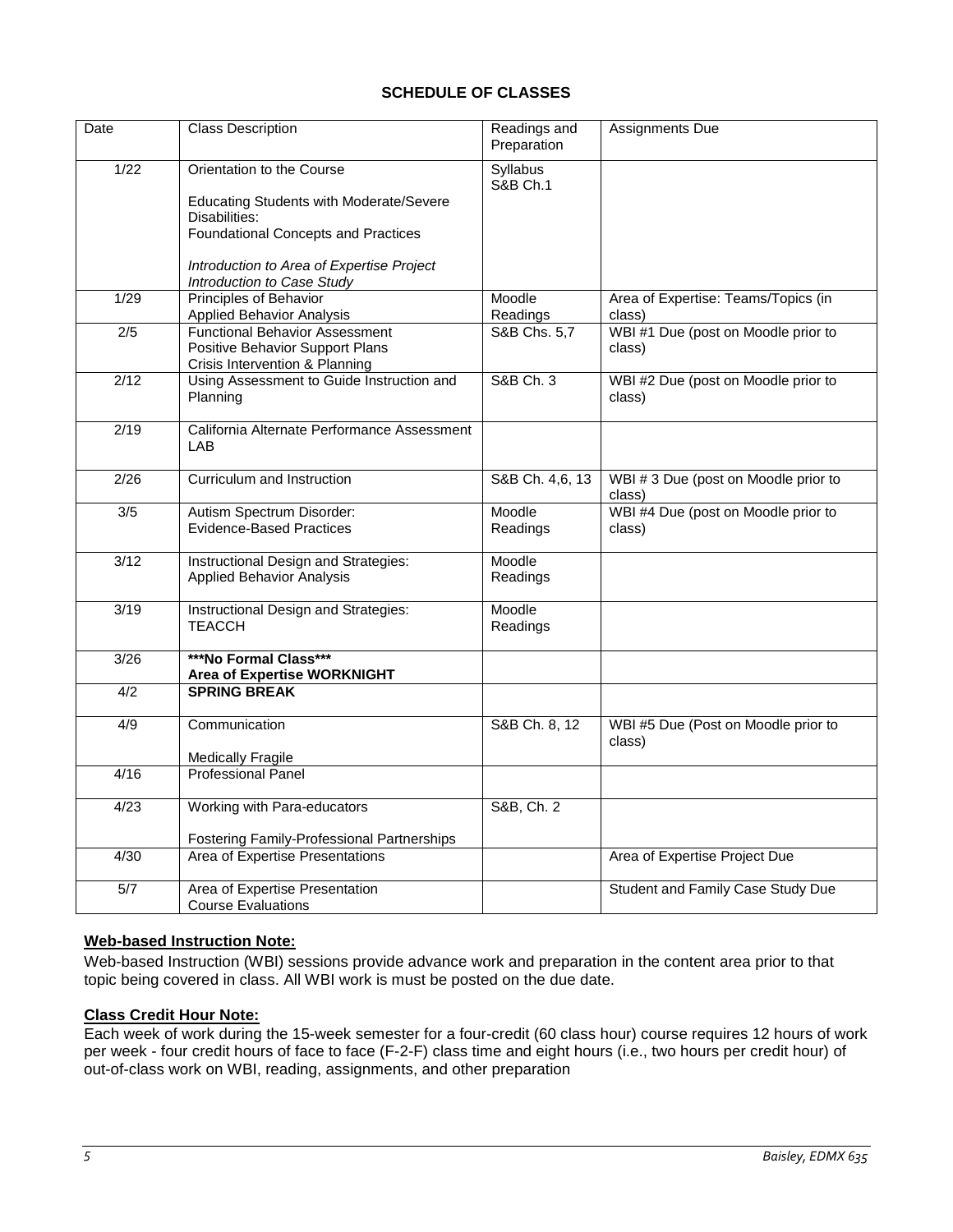## SCHEDULE OF CLASSES

| Date | Class Description | Readings and Preparation | Assignments Due |
| --- | --- | --- | --- |
| 1/22 | Orientation to the Course<br><br>Educating Students with Moderate/Severe Disabilities:<br>Foundational Concepts and Practices<br><br>*Introduction to Area of Expertise Project*<br>*Introduction to Case Study* | Syllabus<br>S&B Ch.1 | |
| 1/29 | Principles of Behavior<br>Applied Behavior Analysis | Moodle Readings | Area of Expertise: Teams/Topics (in class) |
| 2/5 | Functional Behavior Assessment<br>Positive Behavior Support Plans<br>Crisis Intervention & Planning | S&B Chs. 5,7 | WBI #1 Due (post on Moodle prior to class) |
| 2/12 | Using Assessment to Guide Instruction and Planning | S&B Ch. 3 | WBI #2 Due (post on Moodle prior to class) |
| 2/19 | California Alternate Performance Assessment LAB | | |
| 2/26 | Curriculum and Instruction | S&B Ch. 4,6, 13 | WBI # 3 Due (post on Moodle prior to class) |
| 3/5 | Autism Spectrum Disorder:<br>Evidence-Based Practices | Moodle Readings | WBI #4 Due (post on Moodle prior to class) |
| 3/12 | Instructional Design and Strategies:<br>Applied Behavior Analysis | Moodle Readings | |
| 3/19 | Instructional Design and Strategies:<br>TEACCH | Moodle Readings | |
| 3/26 | **\*\*\*No Formal Class\*\*\***<br>**Area of Expertise WORKNIGHT** | | |
| 4/2 | **SPRING BREAK** | | |
| 4/9 | Communication<br><br>Medically Fragile | S&B Ch. 8, 12 | WBI #5 Due (Post on Moodle prior to class) |
| 4/16 | Professional Panel | | |
| 4/23 | Working with Para-educators<br><br>Fostering Family-Professional Partnerships | S&B, Ch. 2 | |
| 4/30 | Area of Expertise Presentations | | Area of Expertise Project Due |
| 5/7 | Area of Expertise Presentation<br>Course Evaluations | | Student and Family Case Study Due |

**Web-based Instruction Note:**

Web-based Instruction (WBI) sessions provide advance work and preparation in the content area prior to that topic being covered in class. All WBI work is must be posted on the due date.

**Class Credit Hour Note:**

Each week of work during the 15-week semester for a four-credit (60 class hour) course requires 12 hours of work per week - four credit hours of face to face (F-2-F) class time and eight hours (i.e., two hours per credit hour) of out-of-class work on WBI, reading, assignments, and other preparation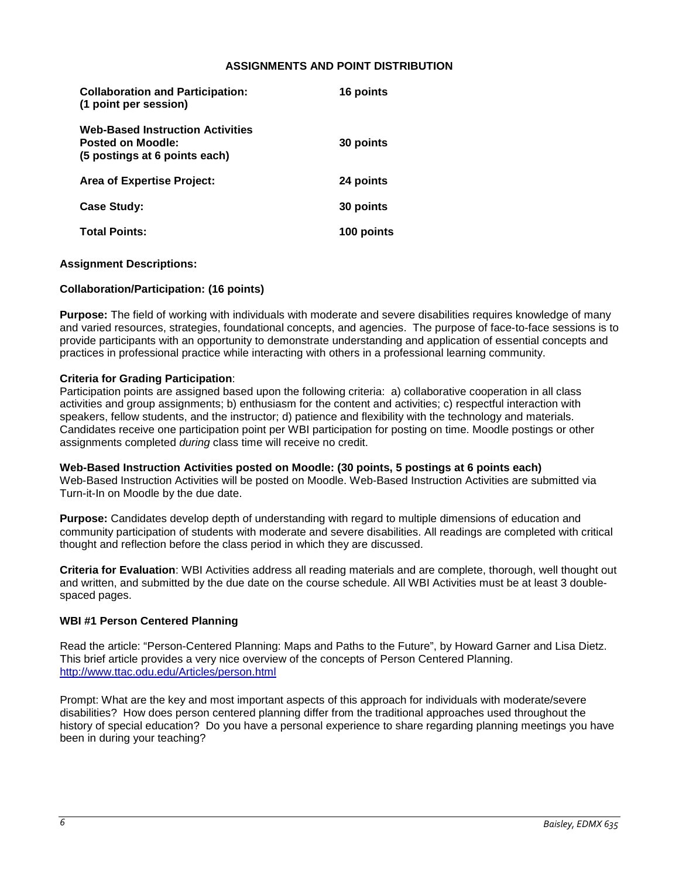### ASSIGNMENTS AND POINT DISTRIBUTION

| | |
|---|---|
| **Collaboration and Participation: (1 point per session)** | **16 points** |
| **Web-Based Instruction Activities Posted on Moodle: (5 postings at 6 points each)** | **30 points** |
| **Area of Expertise Project:** | **24 points** |
| **Case Study:** | **30 points** |
| **Total Points:** | **100 points** |

**Assignment Descriptions:**

**Collaboration/Participation: (16 points)**

**Purpose:** The field of working with individuals with moderate and severe disabilities requires knowledge of many and varied resources, strategies, foundational concepts, and agencies. The purpose of face-to-face sessions is to provide participants with an opportunity to demonstrate understanding and application of essential concepts and practices in professional practice while interacting with others in a professional learning community.

**Criteria for Grading Participation**:
Participation points are assigned based upon the following criteria: a) collaborative cooperation in all class activities and group assignments; b) enthusiasm for the content and activities; c) respectful interaction with speakers, fellow students, and the instructor; d) patience and flexibility with the technology and materials. Candidates receive one participation point per WBI participation for posting on time. Moodle postings or other assignments completed *during* class time will receive no credit.

**Web-Based Instruction Activities posted on Moodle: (30 points, 5 postings at 6 points each)**
Web-Based Instruction Activities will be posted on Moodle. Web-Based Instruction Activities are submitted via Turn-it-In on Moodle by the due date.

**Purpose:** Candidates develop depth of understanding with regard to multiple dimensions of education and community participation of students with moderate and severe disabilities. All readings are completed with critical thought and reflection before the class period in which they are discussed.

**Criteria for Evaluation**: WBI Activities address all reading materials and are complete, thorough, well thought out and written, and submitted by the due date on the course schedule. All WBI Activities must be at least 3 double-spaced pages.

**WBI #1 Person Centered Planning**

Read the article: "Person-Centered Planning: Maps and Paths to the Future", by Howard Garner and Lisa Dietz. This brief article provides a very nice overview of the concepts of Person Centered Planning. http://www.ttac.odu.edu/Articles/person.html

Prompt: What are the key and most important aspects of this approach for individuals with moderate/severe disabilities? How does person centered planning differ from the traditional approaches used throughout the history of special education? Do you have a personal experience to share regarding planning meetings you have been in during your teaching?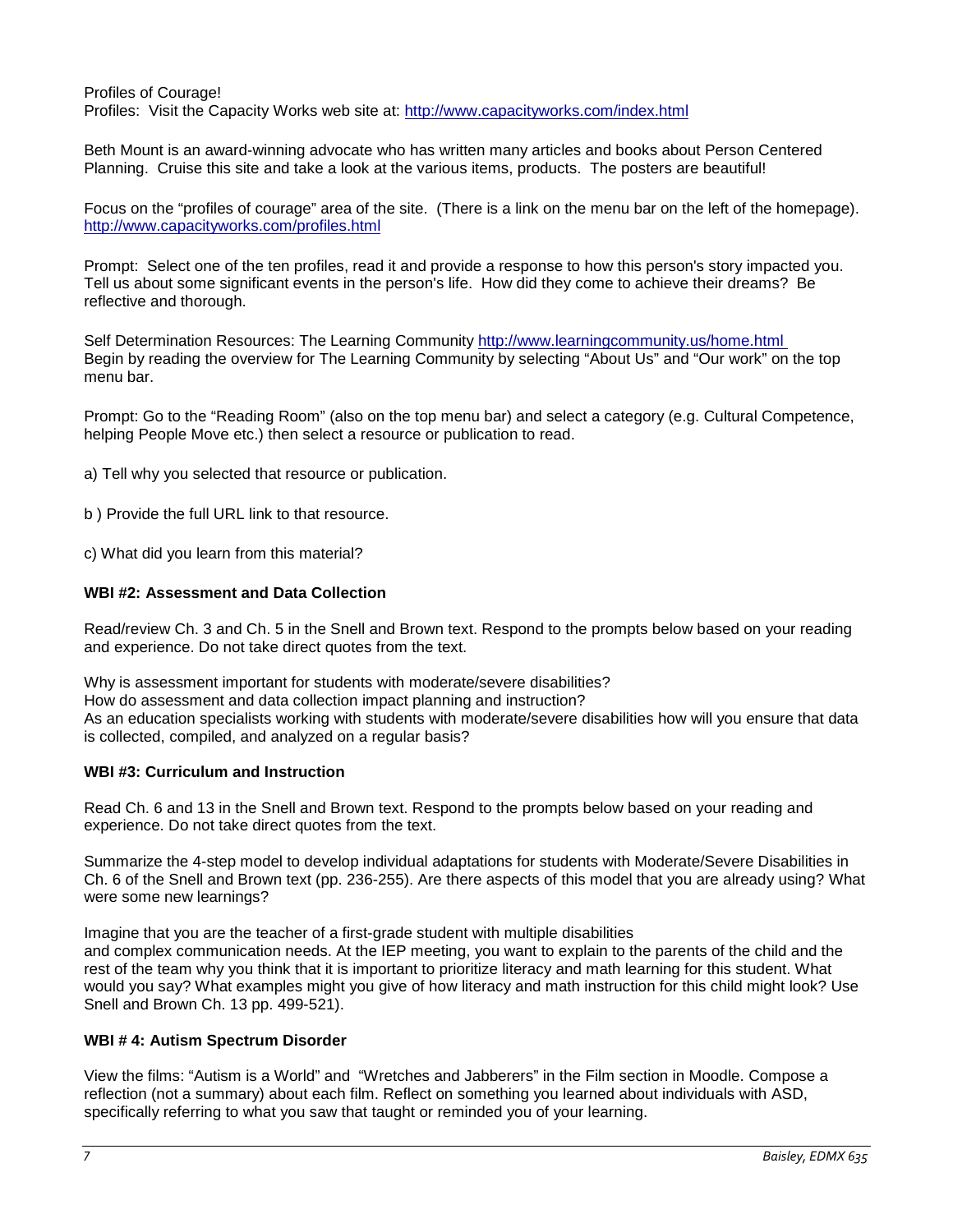Profiles of Courage!
Profiles: Visit the Capacity Works web site at: http://www.capacityworks.com/index.html

Beth Mount is an award-winning advocate who has written many articles and books about Person Centered Planning. Cruise this site and take a look at the various items, products. The posters are beautiful!

Focus on the "profiles of courage" area of the site. (There is a link on the menu bar on the left of the homepage). http://www.capacityworks.com/profiles.html

Prompt: Select one of the ten profiles, read it and provide a response to how this person's story impacted you. Tell us about some significant events in the person's life. How did they come to achieve their dreams? Be reflective and thorough.

Self Determination Resources: The Learning Community http://www.learningcommunity.us/home.html
Begin by reading the overview for The Learning Community by selecting "About Us" and "Our work" on the top menu bar.

Prompt: Go to the "Reading Room" (also on the top menu bar) and select a category (e.g. Cultural Competence, helping People Move etc.) then select a resource or publication to read.

a) Tell why you selected that resource or publication.

b ) Provide the full URL link to that resource.

c) What did you learn from this material?

**WBI #2: Assessment and Data Collection**

Read/review Ch. 3 and Ch. 5 in the Snell and Brown text. Respond to the prompts below based on your reading and experience. Do not take direct quotes from the text.

Why is assessment important for students with moderate/severe disabilities?
How do assessment and data collection impact planning and instruction?
As an education specialists working with students with moderate/severe disabilities how will you ensure that data is collected, compiled, and analyzed on a regular basis?

**WBI #3: Curriculum and Instruction**

Read Ch. 6 and 13 in the Snell and Brown text. Respond to the prompts below based on your reading and experience. Do not take direct quotes from the text.

Summarize the 4-step model to develop individual adaptations for students with Moderate/Severe Disabilities in Ch. 6 of the Snell and Brown text (pp. 236-255). Are there aspects of this model that you are already using? What were some new learnings?

Imagine that you are the teacher of a first-grade student with multiple disabilities and complex communication needs. At the IEP meeting, you want to explain to the parents of the child and the rest of the team why you think that it is important to prioritize literacy and math learning for this student. What would you say? What examples might you give of how literacy and math instruction for this child might look? Use Snell and Brown Ch. 13 pp. 499-521).

**WBI # 4: Autism Spectrum Disorder**

View the films: "Autism is a World" and "Wretches and Jabberers" in the Film section in Moodle. Compose a reflection (not a summary) about each film. Reflect on something you learned about individuals with ASD, specifically referring to what you saw that taught or reminded you of your learning.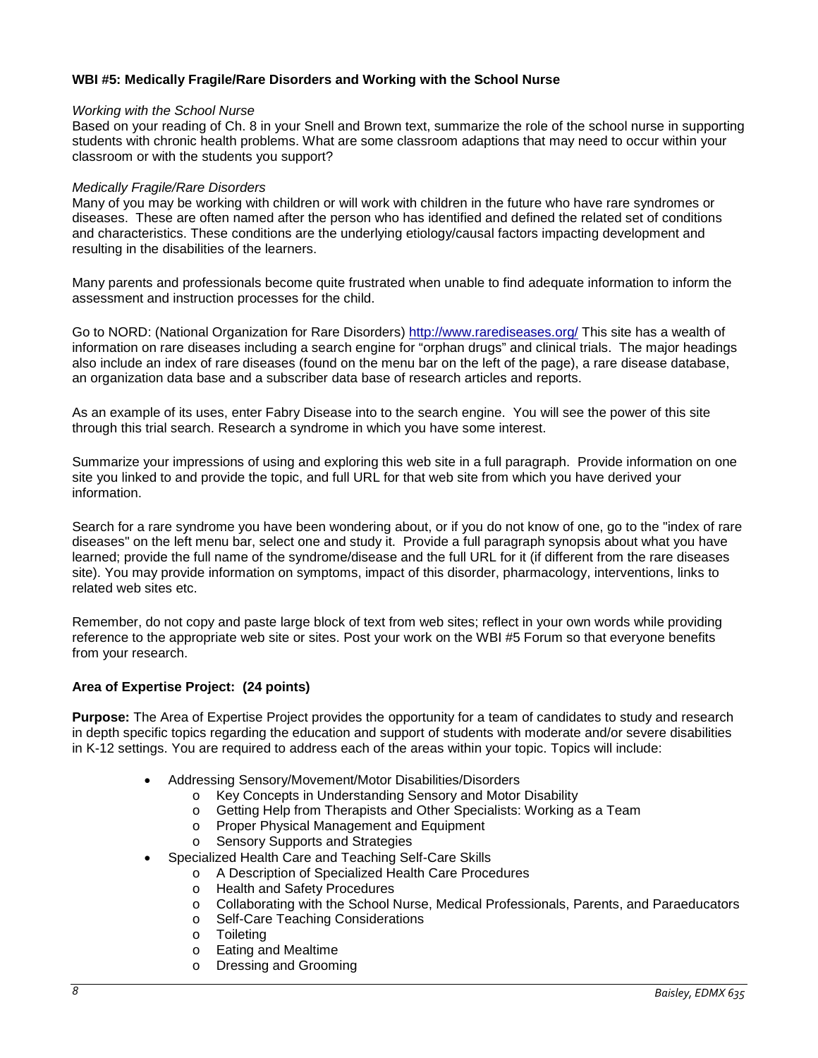**WBI #5: Medically Fragile/Rare Disorders and Working with the School Nurse**

*Working with the School Nurse*

Based on your reading of Ch. 8 in your Snell and Brown text, summarize the role of the school nurse in supporting students with chronic health problems. What are some classroom adaptions that may need to occur within your classroom or with the students you support?

*Medically Fragile/Rare Disorders*

Many of you may be working with children or will work with children in the future who have rare syndromes or diseases. These are often named after the person who has identified and defined the related set of conditions and characteristics. These conditions are the underlying etiology/causal factors impacting development and resulting in the disabilities of the learners.

Many parents and professionals become quite frustrated when unable to find adequate information to inform the assessment and instruction processes for the child.

Go to NORD: (National Organization for Rare Disorders) http://www.rarediseases.org/ This site has a wealth of information on rare diseases including a search engine for "orphan drugs" and clinical trials. The major headings also include an index of rare diseases (found on the menu bar on the left of the page), a rare disease database, an organization data base and a subscriber data base of research articles and reports.

As an example of its uses, enter Fabry Disease into to the search engine. You will see the power of this site through this trial search. Research a syndrome in which you have some interest.

Summarize your impressions of using and exploring this web site in a full paragraph. Provide information on one site you linked to and provide the topic, and full URL for that web site from which you have derived your information.

Search for a rare syndrome you have been wondering about, or if you do not know of one, go to the "index of rare diseases" on the left menu bar, select one and study it. Provide a full paragraph synopsis about what you have learned; provide the full name of the syndrome/disease and the full URL for it (if different from the rare diseases site). You may provide information on symptoms, impact of this disorder, pharmacology, interventions, links to related web sites etc.

Remember, do not copy and paste large block of text from web sites; reflect in your own words while providing reference to the appropriate web site or sites. Post your work on the WBI #5 Forum so that everyone benefits from your research.

**Area of Expertise Project: (24 points)**

**Purpose:** The Area of Expertise Project provides the opportunity for a team of candidates to study and research in depth specific topics regarding the education and support of students with moderate and/or severe disabilities in K-12 settings. You are required to address each of the areas within your topic. Topics will include:

- Addressing Sensory/Movement/Motor Disabilities/Disorders
  - Key Concepts in Understanding Sensory and Motor Disability
  - Getting Help from Therapists and Other Specialists: Working as a Team
  - Proper Physical Management and Equipment
  - Sensory Supports and Strategies
- Specialized Health Care and Teaching Self-Care Skills
  - A Description of Specialized Health Care Procedures
  - Health and Safety Procedures
  - Collaborating with the School Nurse, Medical Professionals, Parents, and Paraeducators
  - Self-Care Teaching Considerations
  - Toileting
  - Eating and Mealtime
  - Dressing and Grooming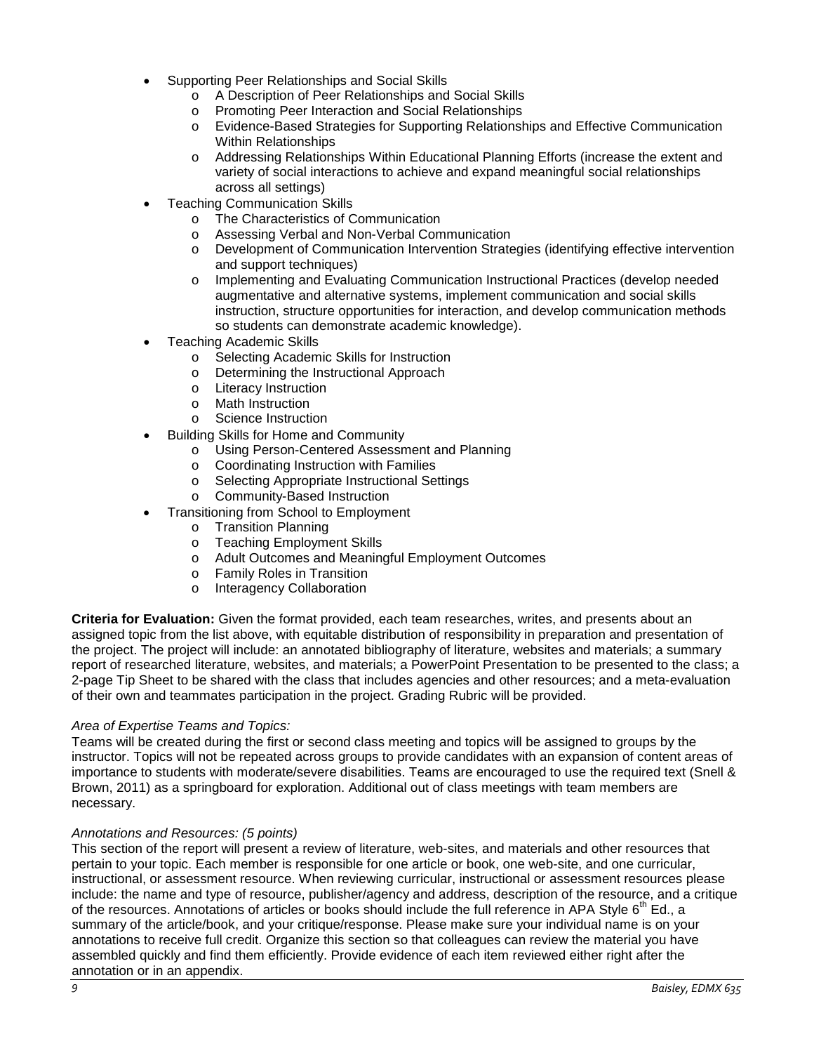- Supporting Peer Relationships and Social Skills
  - A Description of Peer Relationships and Social Skills
  - Promoting Peer Interaction and Social Relationships
  - Evidence-Based Strategies for Supporting Relationships and Effective Communication Within Relationships
  - Addressing Relationships Within Educational Planning Efforts (increase the extent and variety of social interactions to achieve and expand meaningful social relationships across all settings)
- Teaching Communication Skills
  - The Characteristics of Communication
  - Assessing Verbal and Non-Verbal Communication
  - Development of Communication Intervention Strategies (identifying effective intervention and support techniques)
  - Implementing and Evaluating Communication Instructional Practices (develop needed augmentative and alternative systems, implement communication and social skills instruction, structure opportunities for interaction, and develop communication methods so students can demonstrate academic knowledge).
- Teaching Academic Skills
  - Selecting Academic Skills for Instruction
  - Determining the Instructional Approach
  - Literacy Instruction
  - Math Instruction
  - Science Instruction
- Building Skills for Home and Community
  - Using Person-Centered Assessment and Planning
  - Coordinating Instruction with Families
  - Selecting Appropriate Instructional Settings
  - Community-Based Instruction
- Transitioning from School to Employment
  - Transition Planning
  - Teaching Employment Skills
  - Adult Outcomes and Meaningful Employment Outcomes
  - Family Roles in Transition
  - Interagency Collaboration

**Criteria for Evaluation:** Given the format provided, each team researches, writes, and presents about an assigned topic from the list above, with equitable distribution of responsibility in preparation and presentation of the project. The project will include: an annotated bibliography of literature, websites and materials; a summary report of researched literature, websites, and materials; a PowerPoint Presentation to be presented to the class; a 2-page Tip Sheet to be shared with the class that includes agencies and other resources; and a meta-evaluation of their own and teammates participation in the project. Grading Rubric will be provided.

*Area of Expertise Teams and Topics:*

Teams will be created during the first or second class meeting and topics will be assigned to groups by the instructor. Topics will not be repeated across groups to provide candidates with an expansion of content areas of importance to students with moderate/severe disabilities. Teams are encouraged to use the required text (Snell & Brown, 2011) as a springboard for exploration. Additional out of class meetings with team members are necessary.

*Annotations and Resources: (5 points)*

This section of the report will present a review of literature, web-sites, and materials and other resources that pertain to your topic. Each member is responsible for one article or book, one web-site, and one curricular, instructional, or assessment resource. When reviewing curricular, instructional or assessment resources please include: the name and type of resource, publisher/agency and address, description of the resource, and a critique of the resources. Annotations of articles or books should include the full reference in APA Style 6th Ed., a summary of the article/book, and your critique/response. Please make sure your individual name is on your annotations to receive full credit. Organize this section so that colleagues can review the material you have assembled quickly and find them efficiently. Provide evidence of each item reviewed either right after the annotation or in an appendix.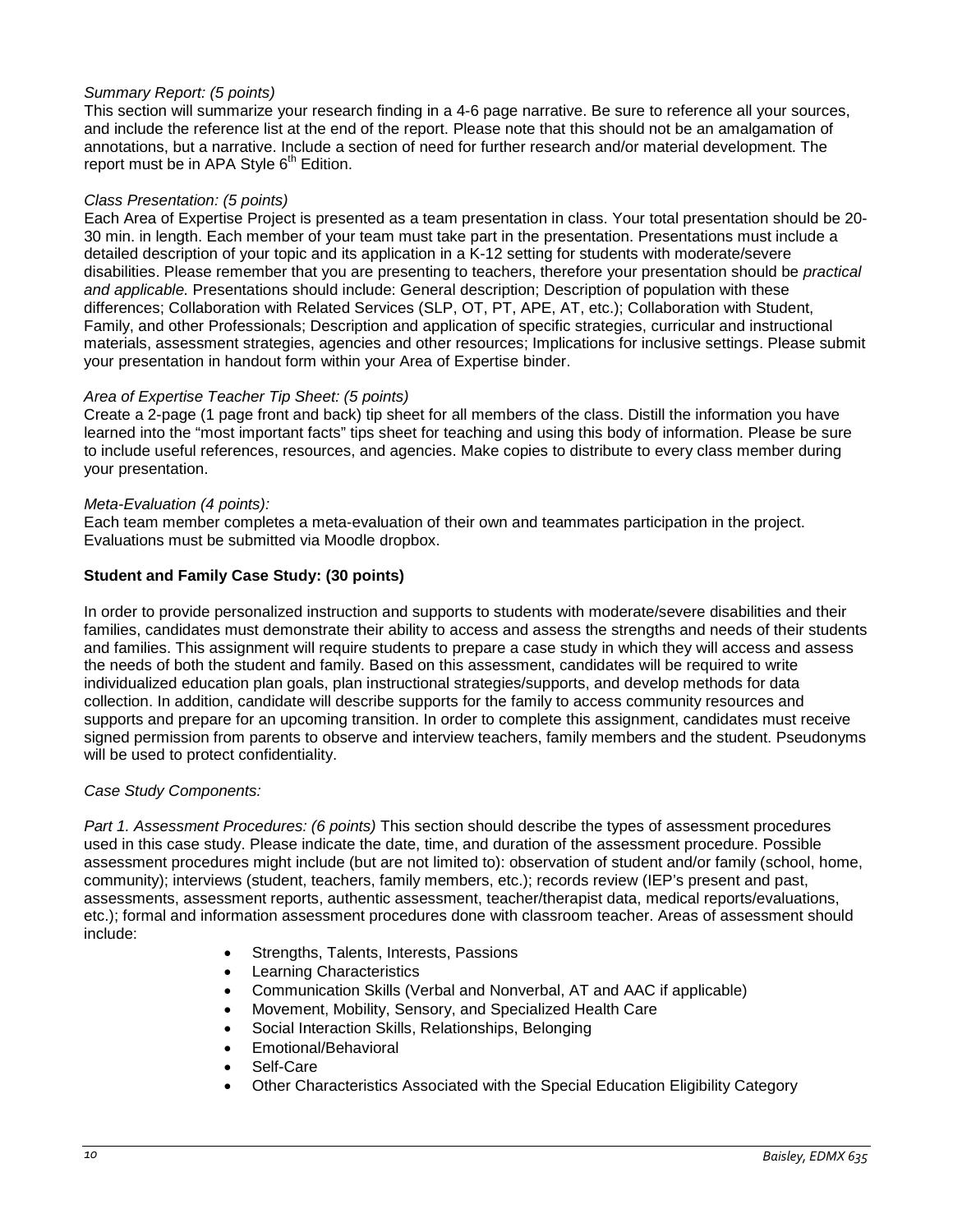*Summary Report: (5 points)*
This section will summarize your research finding in a 4-6 page narrative. Be sure to reference all your sources, and include the reference list at the end of the report. Please note that this should not be an amalgamation of annotations, but a narrative. Include a section of need for further research and/or material development. The report must be in APA Style 6th Edition.

*Class Presentation: (5 points)*
Each Area of Expertise Project is presented as a team presentation in class. Your total presentation should be 20-30 min. in length. Each member of your team must take part in the presentation. Presentations must include a detailed description of your topic and its application in a K-12 setting for students with moderate/severe disabilities. Please remember that you are presenting to teachers, therefore your presentation should be *practical and applicable.* Presentations should include: General description; Description of population with these differences; Collaboration with Related Services (SLP, OT, PT, APE, AT, etc.); Collaboration with Student, Family, and other Professionals; Description and application of specific strategies, curricular and instructional materials, assessment strategies, agencies and other resources; Implications for inclusive settings. Please submit your presentation in handout form within your Area of Expertise binder.

*Area of Expertise Teacher Tip Sheet: (5 points)*
Create a 2-page (1 page front and back) tip sheet for all members of the class. Distill the information you have learned into the "most important facts" tips sheet for teaching and using this body of information. Please be sure to include useful references, resources, and agencies. Make copies to distribute to every class member during your presentation.

*Meta-Evaluation (4 points):*
Each team member completes a meta-evaluation of their own and teammates participation in the project. Evaluations must be submitted via Moodle dropbox.

**Student and Family Case Study: (30 points)**

In order to provide personalized instruction and supports to students with moderate/severe disabilities and their families, candidates must demonstrate their ability to access and assess the strengths and needs of their students and families. This assignment will require students to prepare a case study in which they will access and assess the needs of both the student and family. Based on this assessment, candidates will be required to write individualized education plan goals, plan instructional strategies/supports, and develop methods for data collection. In addition, candidate will describe supports for the family to access community resources and supports and prepare for an upcoming transition. In order to complete this assignment, candidates must receive signed permission from parents to observe and interview teachers, family members and the student. Pseudonyms will be used to protect confidentiality.

*Case Study Components:*

*Part 1. Assessment Procedures: (6 points)* This section should describe the types of assessment procedures used in this case study. Please indicate the date, time, and duration of the assessment procedure. Possible assessment procedures might include (but are not limited to): observation of student and/or family (school, home, community); interviews (student, teachers, family members, etc.); records review (IEP's present and past, assessments, assessment reports, authentic assessment, teacher/therapist data, medical reports/evaluations, etc.); formal and information assessment procedures done with classroom teacher. Areas of assessment should include:

- Strengths, Talents, Interests, Passions
- Learning Characteristics
- Communication Skills (Verbal and Nonverbal, AT and AAC if applicable)
- Movement, Mobility, Sensory, and Specialized Health Care
- Social Interaction Skills, Relationships, Belonging
- Emotional/Behavioral
- Self-Care
- Other Characteristics Associated with the Special Education Eligibility Category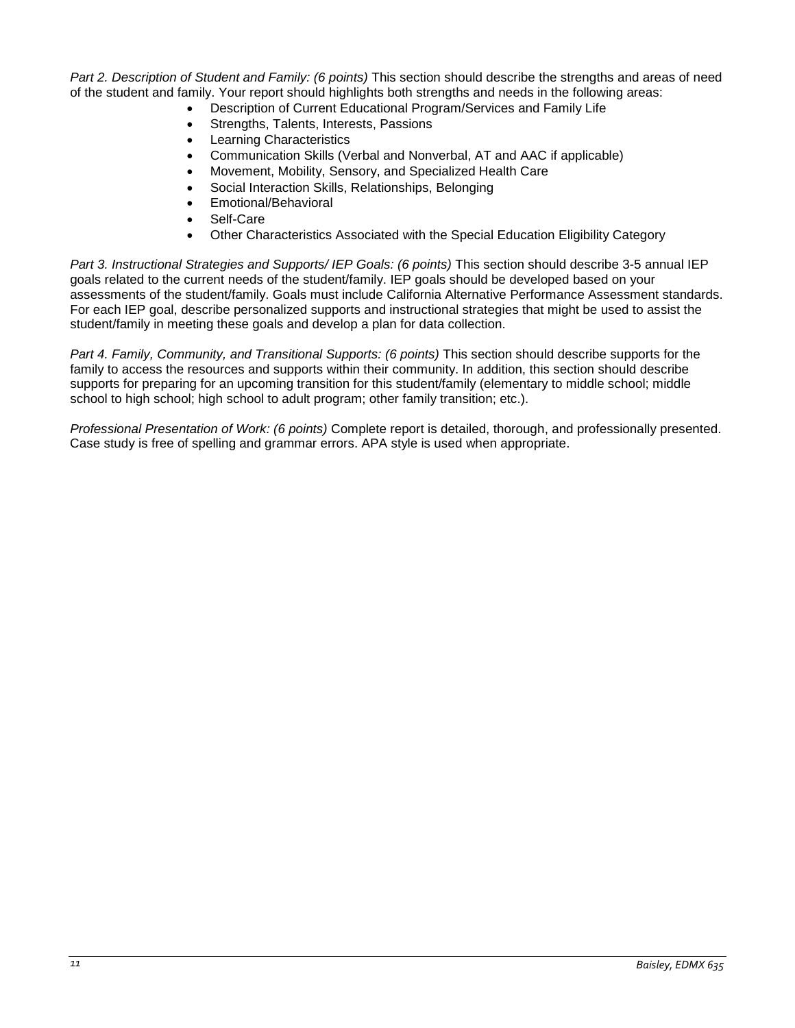*Part 2. Description of Student and Family: (6 points)* This section should describe the strengths and areas of need of the student and family. Your report should highlights both strengths and needs in the following areas:

- Description of Current Educational Program/Services and Family Life
- Strengths, Talents, Interests, Passions
- Learning Characteristics
- Communication Skills (Verbal and Nonverbal, AT and AAC if applicable)
- Movement, Mobility, Sensory, and Specialized Health Care
- Social Interaction Skills, Relationships, Belonging
- Emotional/Behavioral
- Self-Care
- Other Characteristics Associated with the Special Education Eligibility Category

*Part 3. Instructional Strategies and Supports/ IEP Goals: (6 points)* This section should describe 3-5 annual IEP goals related to the current needs of the student/family. IEP goals should be developed based on your assessments of the student/family. Goals must include California Alternative Performance Assessment standards. For each IEP goal, describe personalized supports and instructional strategies that might be used to assist the student/family in meeting these goals and develop a plan for data collection.

*Part 4. Family, Community, and Transitional Supports: (6 points)* This section should describe supports for the family to access the resources and supports within their community. In addition, this section should describe supports for preparing for an upcoming transition for this student/family (elementary to middle school; middle school to high school; high school to adult program; other family transition; etc.).

*Professional Presentation of Work: (6 points)* Complete report is detailed, thorough, and professionally presented. Case study is free of spelling and grammar errors. APA style is used when appropriate.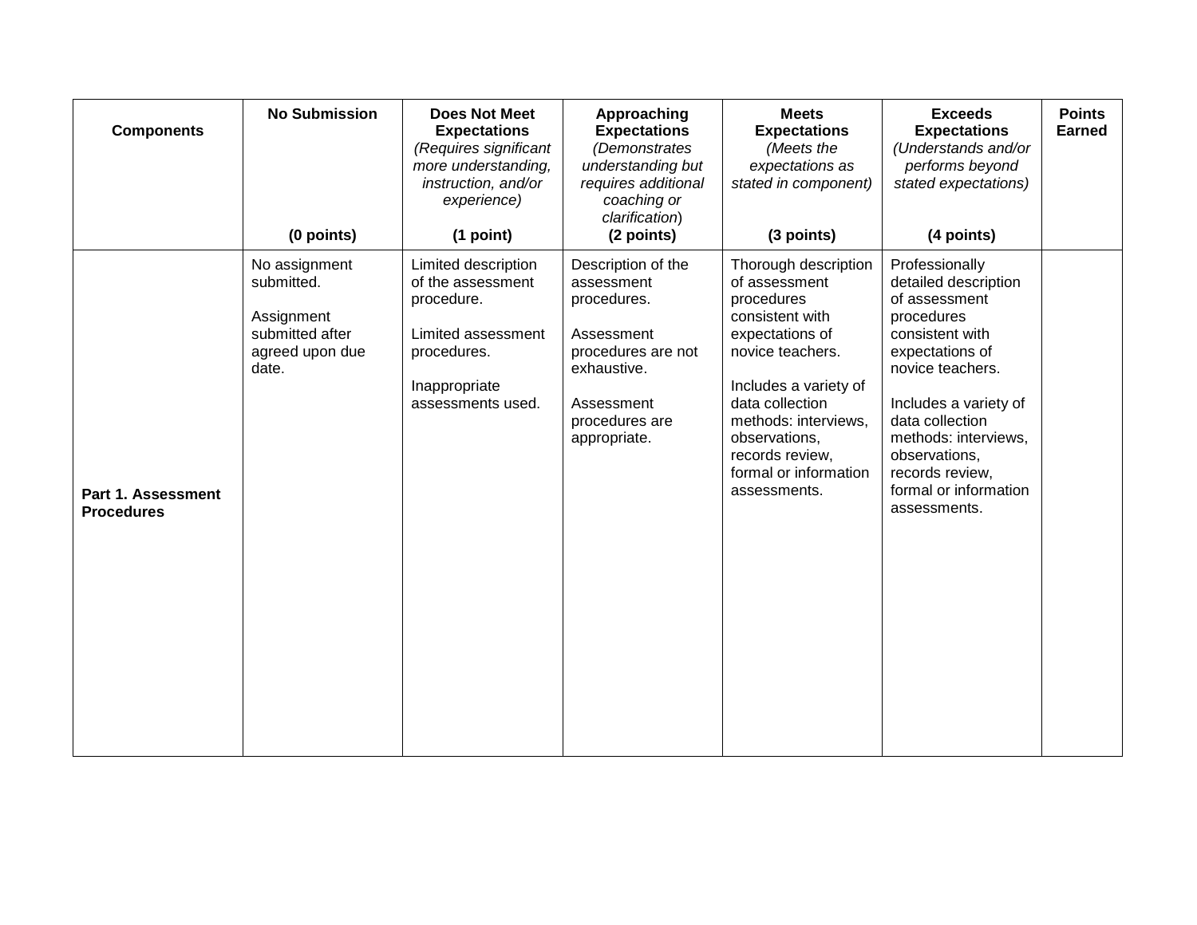| Components | No Submission<br><br>**(0 points)** | **Does Not Meet Expectations**<br>*(Requires significant more understanding, instruction, and/or experience)*<br>**(1 point)** | **Approaching Expectations**<br>*(Demonstrates understanding but requires additional coaching or clarification)*<br>**(2 points)** | **Meets Expectations**<br>*(Meets the expectations as stated in component)*<br>**(3 points)** | **Exceeds Expectations**<br>*(Understands and/or performs beyond stated expectations)*<br>**(4 points)** | **Points Earned** |
|---|---|---|---|---|---|---|
| **Part 1. Assessment Procedures** | No assignment submitted.<br><br>Assignment submitted after agreed upon due date. | Limited description of the assessment procedure.<br><br>Limited assessment procedures.<br><br>Inappropriate assessments used. | Description of the assessment procedures.<br><br>Assessment procedures are not exhaustive.<br><br>Assessment procedures are appropriate. | Thorough description of assessment procedures consistent with expectations of novice teachers.<br><br>Includes a variety of data collection methods: interviews, observations, records review, formal or information assessments. | Professionally detailed description of assessment procedures consistent with expectations of novice teachers.<br><br>Includes a variety of data collection methods: interviews, observations, records review, formal or information assessments. | |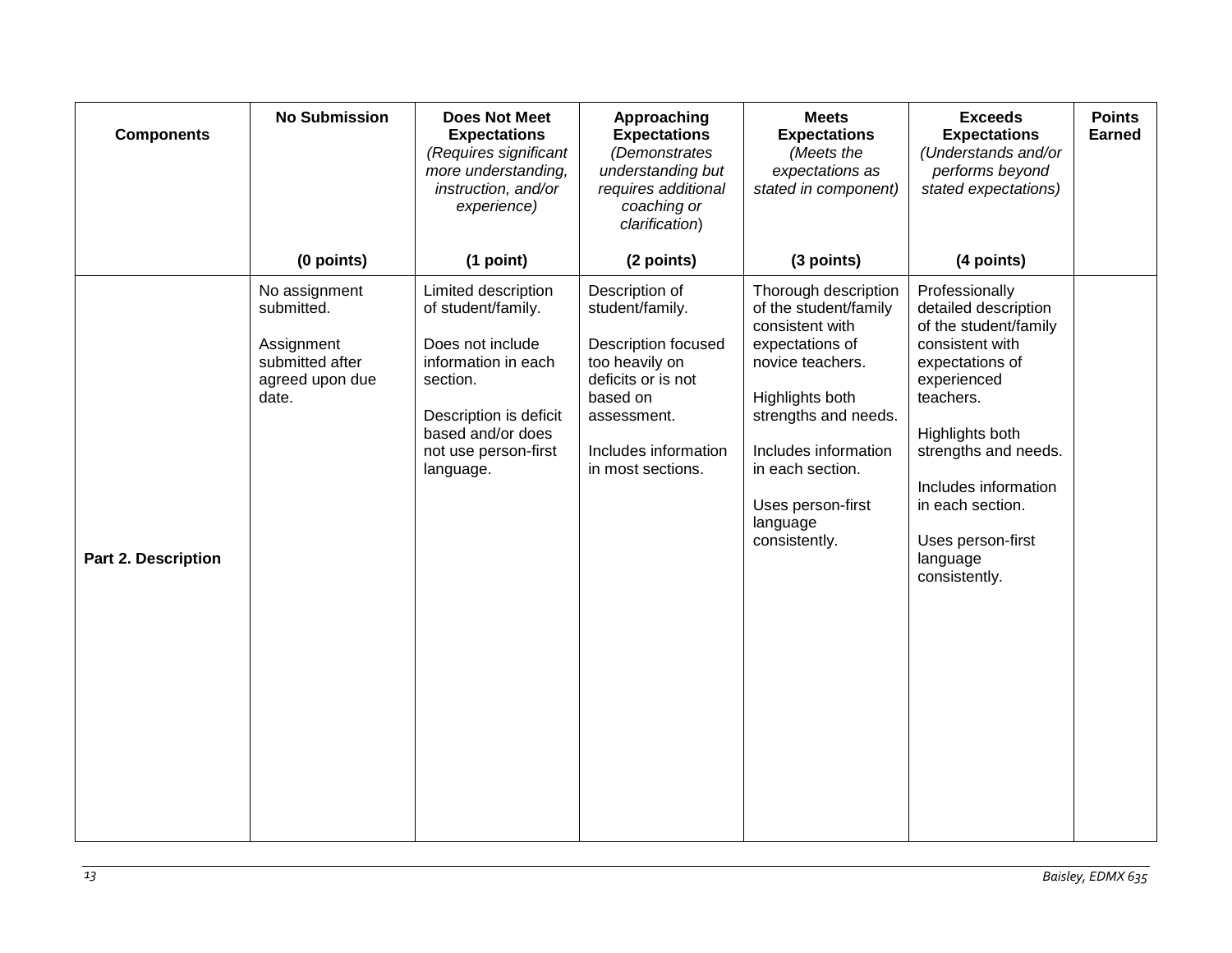| Components | No Submission<br><br>(0 points) | Does Not Meet Expectations<br>*(Requires significant more understanding, instruction, and/or experience)*<br><br>(1 point) | Approaching Expectations<br>*(Demonstrates understanding but requires additional coaching or clarification)*<br><br>(2 points) | Meets Expectations<br>*(Meets the expectations as stated in component)*<br><br>(3 points) | Exceeds Expectations<br>*(Understands and/or performs beyond stated expectations)*<br><br>(4 points) | Points Earned |
|---|---|---|---|---|---|---|
| **Part 2. Description** | No assignment submitted.<br><br>Assignment submitted after agreed upon due date. | Limited description of student/family.<br><br>Does not include information in each section.<br><br>Description is deficit based and/or does not use person-first language. | Description of student/family.<br><br>Description focused too heavily on deficits or is not based on assessment.<br><br>Includes information in most sections. | Thorough description of the student/family consistent with expectations of novice teachers.<br><br>Highlights both strengths and needs.<br><br>Includes information in each section.<br><br>Uses person-first language consistently. | Professionally detailed description of the student/family consistent with expectations of experienced teachers.<br><br>Highlights both strengths and needs.<br><br>Includes information in each section.<br><br>Uses person-first language consistently. | |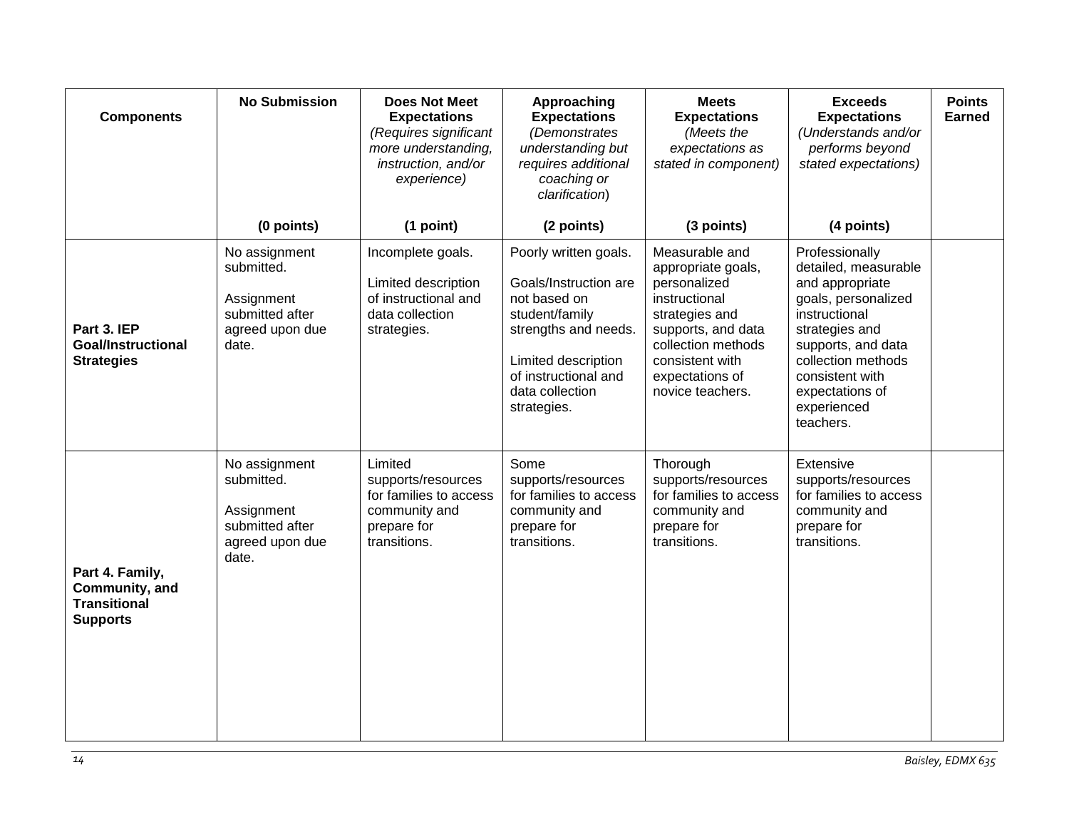| Components | No Submission<br><br>**(0 points)** | Does Not Meet Expectations *(Requires significant more understanding, instruction, and/or experience)*<br><br>**(1 point)** | Approaching Expectations *(Demonstrates understanding but requires additional coaching or clarification)*<br><br>**(2 points)** | Meets Expectations *(Meets the expectations as stated in component)*<br><br>**(3 points)** | Exceeds Expectations *(Understands and/or performs beyond stated expectations)*<br><br>**(4 points)** | Points Earned |
|---|---|---|---|---|---|---|
| **Part 3. IEP Goal/Instructional Strategies** | No assignment submitted.<br><br>Assignment submitted after agreed upon due date. | Incomplete goals.<br><br>Limited description of instructional and data collection strategies. | Poorly written goals.<br><br>Goals/Instruction are not based on student/family strengths and needs.<br><br>Limited description of instructional and data collection strategies. | Measurable and appropriate goals, personalized instructional strategies and supports, and data collection methods consistent with expectations of novice teachers. | Professionally detailed, measurable and appropriate goals, personalized instructional strategies and supports, and data collection methods consistent with expectations of experienced teachers. | |
| **Part 4. Family, Community, and Transitional Supports** | No assignment submitted.<br><br>Assignment submitted after agreed upon due date. | Limited supports/resources for families to access community and prepare for transitions. | Some supports/resources for families to access community and prepare for transitions. | Thorough supports/resources for families to access community and prepare for transitions. | Extensive supports/resources for families to access community and prepare for transitions. | |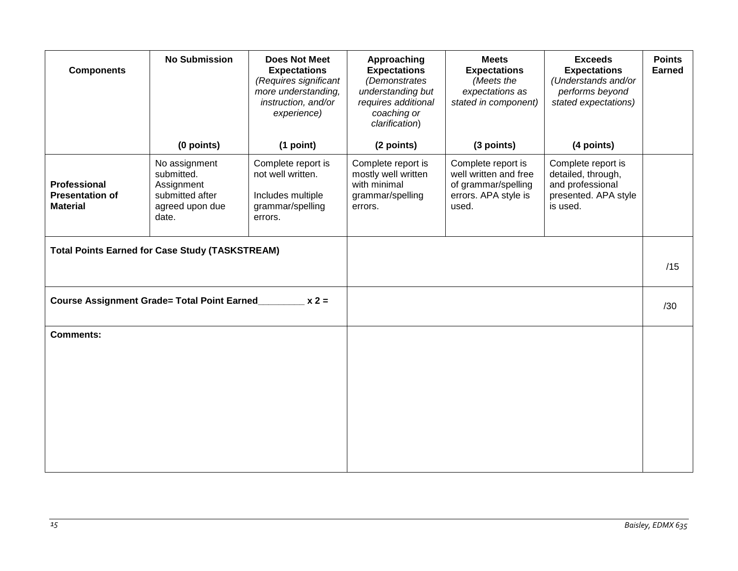| Components | No Submission (0 points) | Does Not Meet Expectations *(Requires significant more understanding, instruction, and/or experience)* (1 point) | Approaching Expectations *(Demonstrates understanding but requires additional coaching or clarification)* (2 points) | Meets Expectations *(Meets the expectations as stated in component)* (3 points) | Exceeds Expectations *(Understands and/or performs beyond stated expectations)* (4 points) | Points Earned |
|---|---|---|---|---|---|---|
| **Professional Presentation of Material** | No assignment submitted. Assignment submitted after agreed upon due date. | Complete report is not well written. Includes multiple grammar/spelling errors. | Complete report is mostly well written with minimal grammar/spelling errors. | Complete report is well written and free of grammar/spelling errors. APA style is used. | Complete report is detailed, through, and professional presented. APA style is used. | |
| **Total Points Earned for Case Study (TASKSTREAM)** | | | | | | /15 |
| **Course Assignment Grade= Total Point Earned________ x 2 =** | | | | | | /30 |
| **Comments:** | | | | | | |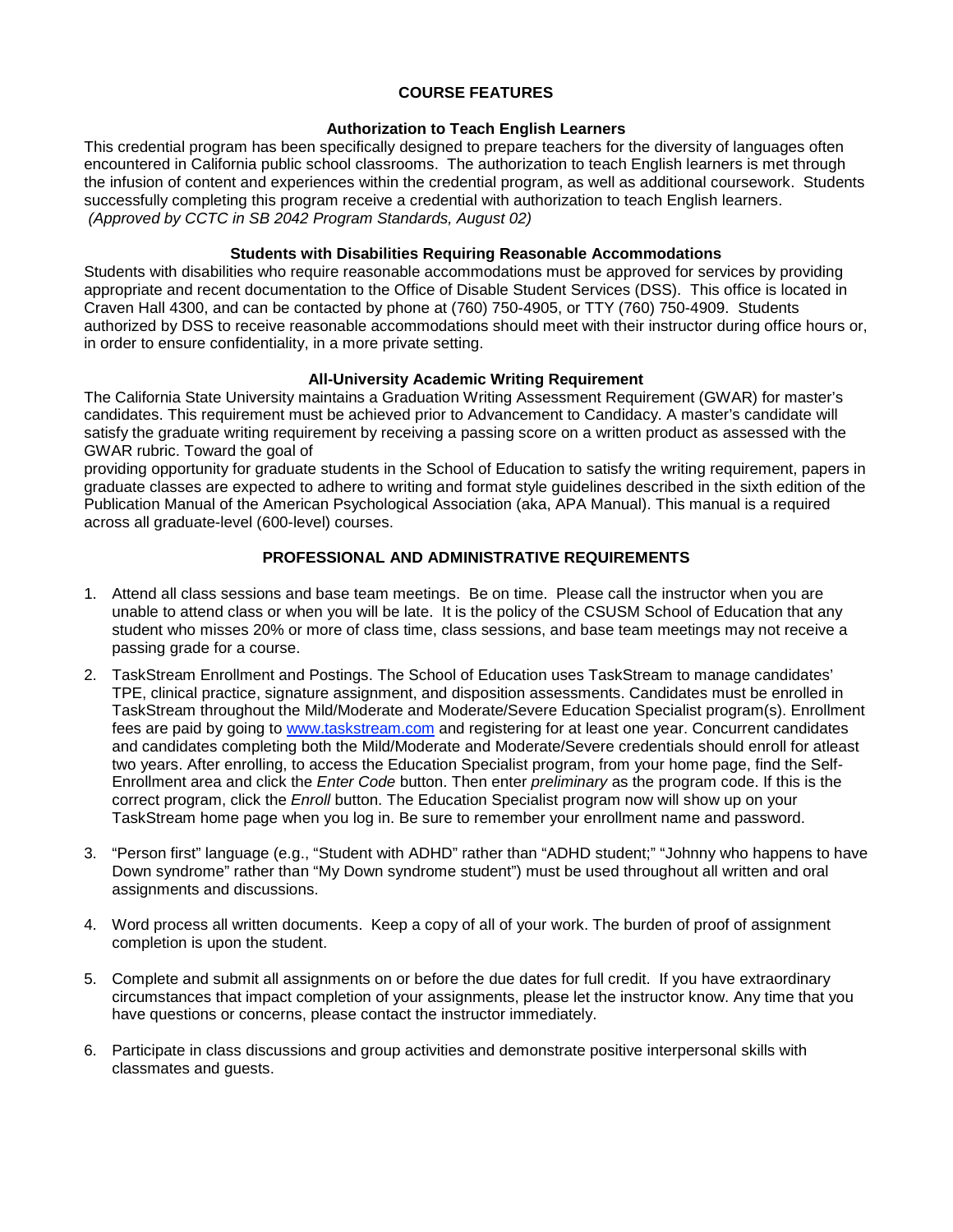## COURSE FEATURES

### Authorization to Teach English Learners

This credential program has been specifically designed to prepare teachers for the diversity of languages often encountered in California public school classrooms. The authorization to teach English learners is met through the infusion of content and experiences within the credential program, as well as additional coursework. Students successfully completing this program receive a credential with authorization to teach English learners.
*(Approved by CCTC in SB 2042 Program Standards, August 02)*

### Students with Disabilities Requiring Reasonable Accommodations

Students with disabilities who require reasonable accommodations must be approved for services by providing appropriate and recent documentation to the Office of Disable Student Services (DSS). This office is located in Craven Hall 4300, and can be contacted by phone at (760) 750-4905, or TTY (760) 750-4909. Students authorized by DSS to receive reasonable accommodations should meet with their instructor during office hours or, in order to ensure confidentiality, in a more private setting.

### All-University Academic Writing Requirement

The California State University maintains a Graduation Writing Assessment Requirement (GWAR) for master's candidates. This requirement must be achieved prior to Advancement to Candidacy. A master's candidate will satisfy the graduate writing requirement by receiving a passing score on a written product as assessed with the GWAR rubric. Toward the goal of
providing opportunity for graduate students in the School of Education to satisfy the writing requirement, papers in graduate classes are expected to adhere to writing and format style guidelines described in the sixth edition of the Publication Manual of the American Psychological Association (aka, APA Manual). This manual is a required across all graduate-level (600-level) courses.

## PROFESSIONAL AND ADMINISTRATIVE REQUIREMENTS

1. Attend all class sessions and base team meetings. Be on time. Please call the instructor when you are unable to attend class or when you will be late. It is the policy of the CSUSM School of Education that any student who misses 20% or more of class time, class sessions, and base team meetings may not receive a passing grade for a course.

2. TaskStream Enrollment and Postings. The School of Education uses TaskStream to manage candidates' TPE, clinical practice, signature assignment, and disposition assessments. Candidates must be enrolled in TaskStream throughout the Mild/Moderate and Moderate/Severe Education Specialist program(s). Enrollment fees are paid by going to [www.taskstream.com](http://www.taskstream.com) and registering for at least one year. Concurrent candidates and candidates completing both the Mild/Moderate and Moderate/Severe credentials should enroll for atleast two years. After enrolling, to access the Education Specialist program, from your home page, find the Self-Enrollment area and click the *Enter Code* button. Then enter *preliminary* as the program code. If this is the correct program, click the *Enroll* button. The Education Specialist program now will show up on your TaskStream home page when you log in. Be sure to remember your enrollment name and password.

3. "Person first" language (e.g., "Student with ADHD" rather than "ADHD student;" "Johnny who happens to have Down syndrome" rather than "My Down syndrome student") must be used throughout all written and oral assignments and discussions.

4. Word process all written documents. Keep a copy of all of your work. The burden of proof of assignment completion is upon the student.

5. Complete and submit all assignments on or before the due dates for full credit. If you have extraordinary circumstances that impact completion of your assignments, please let the instructor know. Any time that you have questions or concerns, please contact the instructor immediately.

6. Participate in class discussions and group activities and demonstrate positive interpersonal skills with classmates and guests.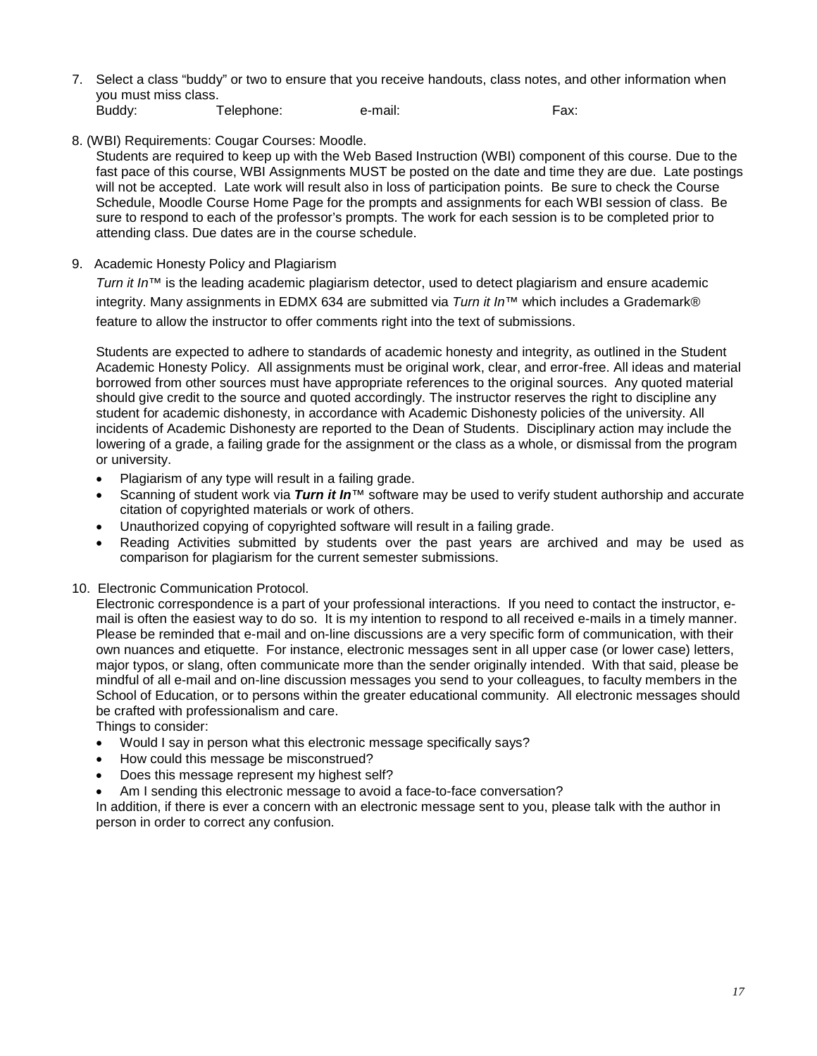7. Select a class "buddy" or two to ensure that you receive handouts, class notes, and other information when you must miss class.

   Buddy: Telephone: e-mail: Fax:

8. (WBI) Requirements: Cougar Courses: Moodle.

   Students are required to keep up with the Web Based Instruction (WBI) component of this course. Due to the fast pace of this course, WBI Assignments MUST be posted on the date and time they are due. Late postings will not be accepted. Late work will result also in loss of participation points. Be sure to check the Course Schedule, Moodle Course Home Page for the prompts and assignments for each WBI session of class. Be sure to respond to each of the professor's prompts. The work for each session is to be completed prior to attending class. Due dates are in the course schedule.

9. Academic Honesty Policy and Plagiarism

   *Turn it In*™ is the leading academic plagiarism detector, used to detect plagiarism and ensure academic integrity. Many assignments in EDMX 634 are submitted via *Turn it In*™ which includes a Grademark® feature to allow the instructor to offer comments right into the text of submissions.

   Students are expected to adhere to standards of academic honesty and integrity, as outlined in the Student Academic Honesty Policy. All assignments must be original work, clear, and error-free. All ideas and material borrowed from other sources must have appropriate references to the original sources. Any quoted material should give credit to the source and quoted accordingly. The instructor reserves the right to discipline any student for academic dishonesty, in accordance with Academic Dishonesty policies of the university. All incidents of Academic Dishonesty are reported to the Dean of Students. Disciplinary action may include the lowering of a grade, a failing grade for the assignment or the class as a whole, or dismissal from the program or university.

   - Plagiarism of any type will result in a failing grade.
   - Scanning of student work via ***Turn it In***™ software may be used to verify student authorship and accurate citation of copyrighted materials or work of others.
   - Unauthorized copying of copyrighted software will result in a failing grade.
   - Reading Activities submitted by students over the past years are archived and may be used as comparison for plagiarism for the current semester submissions.

10. Electronic Communication Protocol.

    Electronic correspondence is a part of your professional interactions. If you need to contact the instructor, e-mail is often the easiest way to do so. It is my intention to respond to all received e-mails in a timely manner. Please be reminded that e-mail and on-line discussions are a very specific form of communication, with their own nuances and etiquette. For instance, electronic messages sent in all upper case (or lower case) letters, major typos, or slang, often communicate more than the sender originally intended. With that said, please be mindful of all e-mail and on-line discussion messages you send to your colleagues, to faculty members in the School of Education, or to persons within the greater educational community. All electronic messages should be crafted with professionalism and care.

    Things to consider:

    - Would I say in person what this electronic message specifically says?
    - How could this message be misconstrued?
    - Does this message represent my highest self?
    - Am I sending this electronic message to avoid a face-to-face conversation?

    In addition, if there is ever a concern with an electronic message sent to you, please talk with the author in person in order to correct any confusion.